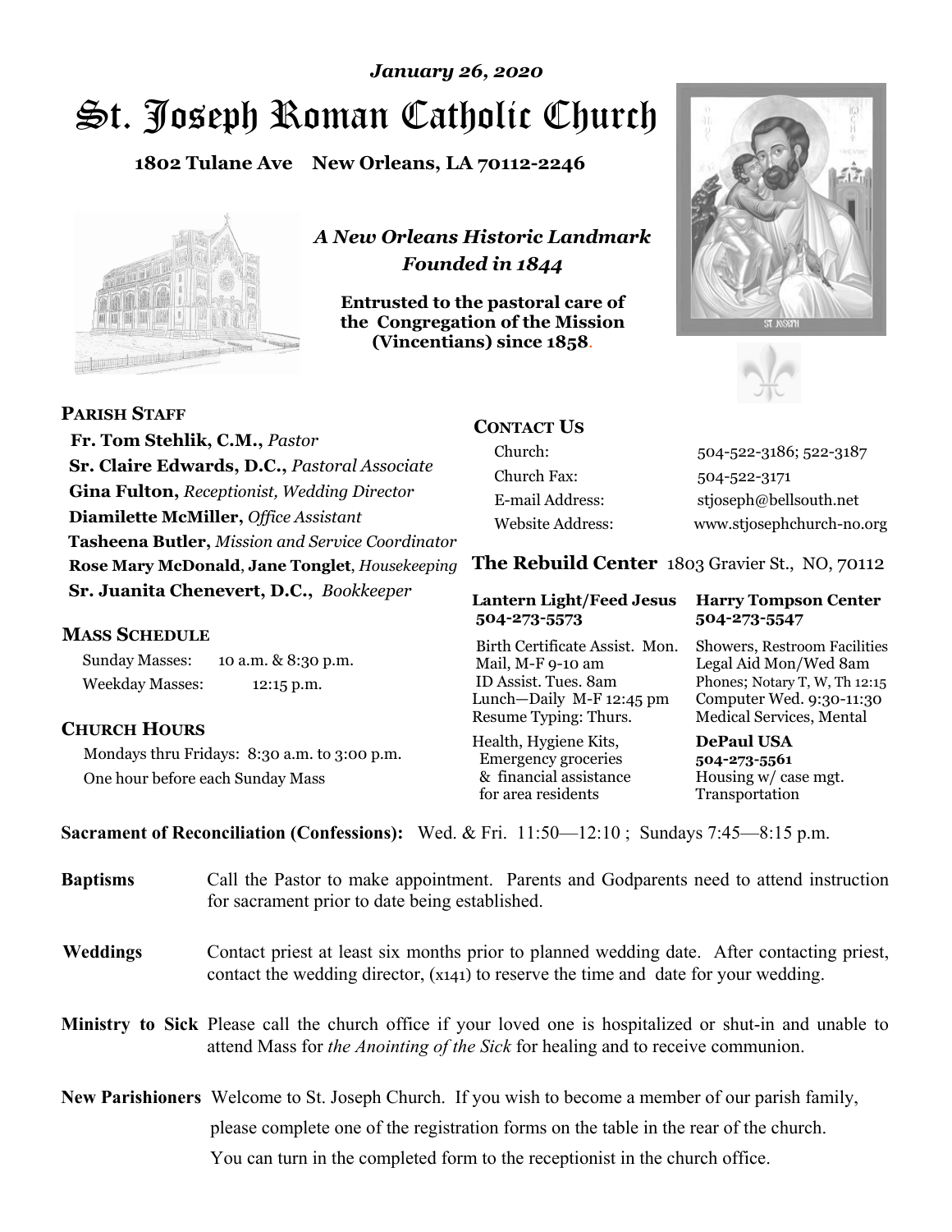*January 26, 2020*

# St. Joseph Roman Catholic Church

**1802 Tulane Ave New Orleans, LA 70112-2246**

*A New Orleans Historic Landmark*
*Founded in 1844*

**Entrusted to the pastoral care of the Congregation of the Mission (Vincentians) since 1858.**

## PARISH STAFF

**Fr. Tom Stehlik, C.M.,** *Pastor*
**Sr. Claire Edwards, D.C.,** *Pastoral Associate*
**Gina Fulton,** *Receptionist, Wedding Director*
**Diamilette McMiller,** *Office Assistant*
**Tasheena Butler,** *Mission and Service Coordinator*
**Rose Mary McDonald**, **Jane Tonglet**, *Housekeeping*
**Sr. Juanita Chenevert, D.C.,** *Bookkeeper*

## MASS SCHEDULE

Sunday Masses: 10 a.m. & 8:30 p.m.
Weekday Masses: 12:15 p.m.

## CHURCH HOURS

Mondays thru Fridays: 8:30 a.m. to 3:00 p.m.
One hour before each Sunday Mass

## CONTACT US

| | |
|---|---|
| Church: | 504-522-3186; 522-3187 |
| Church Fax: | 504-522-3171 |
| E-mail Address: | stjoseph@bellsouth.net |
| Website Address: | www.stjosephchurch-no.org |

## The Rebuild Center 1803 Gravier St., NO, 70112

| Lantern Light/Feed Jesus 504-273-5573 | Harry Tompson Center 504-273-5547 |
|---|---|
| Birth Certificate Assist. Mon. Mail, M-F 9-10 am ID Assist. Tues. 8am Lunch—Daily M-F 12:45 pm Resume Typing: Thurs. | Showers, Restroom Facilities Legal Aid Mon/Wed 8am Phones; Notary T, W, Th 12:15 Computer Wed. 9:30-11:30 Medical Services, Mental |
| Health, Hygiene Kits, Emergency groceries & financial assistance for area residents | **DePaul USA 504-273-5561** Housing w/ case mgt. Transportation |

**Sacrament of Reconciliation (Confessions):** Wed. & Fri. 11:50—12:10 ; Sundays 7:45—8:15 p.m.

**Baptisms** Call the Pastor to make appointment. Parents and Godparents need to attend instruction for sacrament prior to date being established.

**Weddings** Contact priest at least six months prior to planned wedding date. After contacting priest, contact the wedding director, (x141) to reserve the time and date for your wedding.

**Ministry to Sick** Please call the church office if your loved one is hospitalized or shut-in and unable to attend Mass for *the Anointing of the Sick* for healing and to receive communion.

**New Parishioners** Welcome to St. Joseph Church. If you wish to become a member of our parish family, please complete one of the registration forms on the table in the rear of the church. You can turn in the completed form to the receptionist in the church office.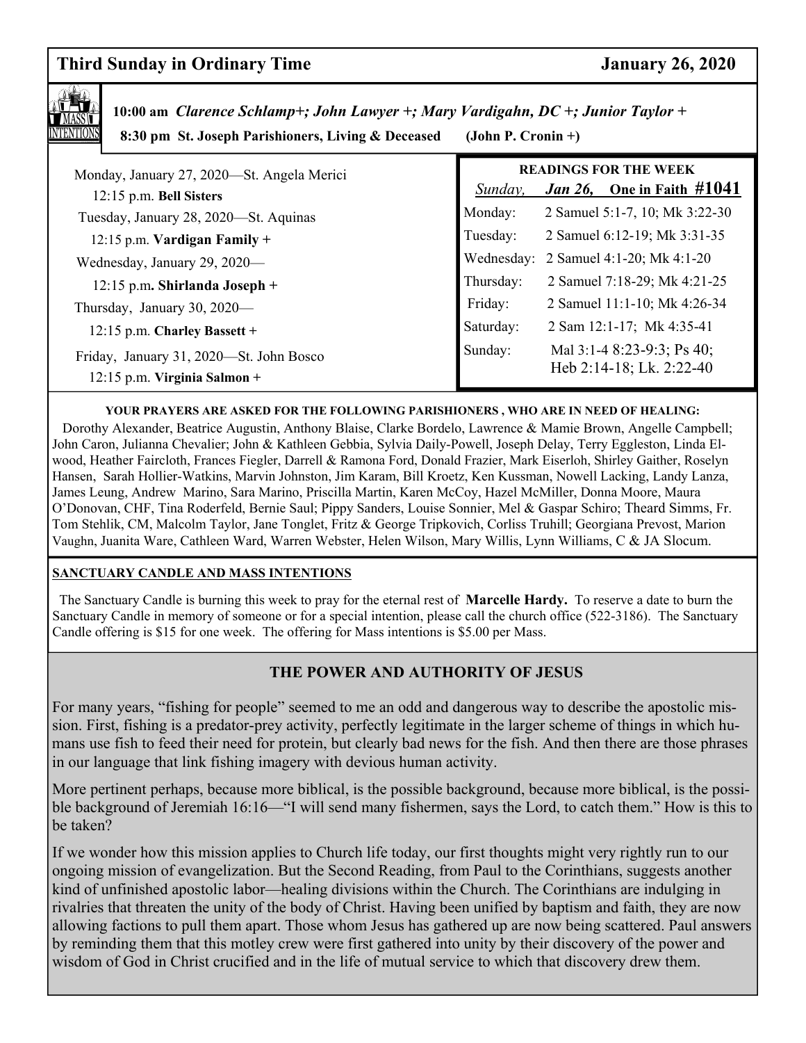## Third Sunday in Ordinary Time — January 26, 2020

**10:00 am** *Clarence Schlamp+; John Lawyer +; Mary Vardigahn, DC +; Junior Taylor +*

**8:30 pm St. Joseph Parishioners, Living & Deceased (John P. Cronin +)**

Monday, January 27, 2020—St. Angela Merici
12:15 p.m. **Bell Sisters**

Tuesday, January 28, 2020—St. Aquinas
12:15 p.m. **Vardigan Family +**

Wednesday, January 29, 2020—
12:15 p.m**. Shirlanda Joseph +**

Thursday, January 30, 2020—
12:15 p.m. **Charley Bassett +**

Friday, January 31, 2020—St. John Bosco
12:15 p.m. **Virginia Salmon +**

**READINGS FOR THE WEEK**

| *Sunday,* | ***Jan 26,*** **One in Faith #1041** |
|---|---|
| Monday: | 2 Samuel 5:1-7, 10; Mk 3:22-30 |
| Tuesday: | 2 Samuel 6:12-19; Mk 3:31-35 |
| Wednesday: | 2 Samuel 4:1-20; Mk 4:1-20 |
| Thursday: | 2 Samuel 7:18-29; Mk 4:21-25 |
| Friday: | 2 Samuel 11:1-10; Mk 4:26-34 |
| Saturday: | 2 Sam 12:1-17; Mk 4:35-41 |
| Sunday: | Mal 3:1-4 8:23-9:3; Ps 40; Heb 2:14-18; Lk. 2:22-40 |

**YOUR PRAYERS ARE ASKED FOR THE FOLLOWING PARISHIONERS , WHO ARE IN NEED OF HEALING:**

Dorothy Alexander, Beatrice Augustin, Anthony Blaise, Clarke Bordelo, Lawrence & Mamie Brown, Angelle Campbell; John Caron, Julianna Chevalier; John & Kathleen Gebbia, Sylvia Daily-Powell, Joseph Delay, Terry Eggleston, Linda Elwood, Heather Faircloth, Frances Fiegler, Darrell & Ramona Ford, Donald Frazier, Mark Eiserloh, Shirley Gaither, Roselyn Hansen, Sarah Hollier-Watkins, Marvin Johnston, Jim Karam, Bill Kroetz, Ken Kussman, Nowell Lacking, Landy Lanza, James Leung, Andrew Marino, Sara Marino, Priscilla Martin, Karen McCoy, Hazel McMiller, Donna Moore, Maura O'Donovan, CHF, Tina Roderfeld, Bernie Saul; Pippy Sanders, Louise Sonnier, Mel & Gaspar Schiro; Theard Simms, Fr. Tom Stehlik, CM, Malcolm Taylor, Jane Tonglet, Fritz & George Tripkovich, Corliss Truhill; Georgiana Prevost, Marion Vaughn, Juanita Ware, Cathleen Ward, Warren Webster, Helen Wilson, Mary Willis, Lynn Williams, C & JA Slocum.

**SANCTUARY CANDLE AND MASS INTENTIONS**

The Sanctuary Candle is burning this week to pray for the eternal rest of **Marcelle Hardy.** To reserve a date to burn the Sanctuary Candle in memory of someone or for a special intention, please call the church office (522-3186). The Sanctuary Candle offering is $15 for one week. The offering for Mass intentions is $5.00 per Mass.

### THE POWER AND AUTHORITY OF JESUS

For many years, "fishing for people" seemed to me an odd and dangerous way to describe the apostolic mission. First, fishing is a predator-prey activity, perfectly legitimate in the larger scheme of things in which humans use fish to feed their need for protein, but clearly bad news for the fish. And then there are those phrases in our language that link fishing imagery with devious human activity.

More pertinent perhaps, because more biblical, is the possible background, because more biblical, is the possible background of Jeremiah 16:16—"I will send many fishermen, says the Lord, to catch them." How is this to be taken?

If we wonder how this mission applies to Church life today, our first thoughts might very rightly run to our ongoing mission of evangelization. But the Second Reading, from Paul to the Corinthians, suggests another kind of unfinished apostolic labor—healing divisions within the Church. The Corinthians are indulging in rivalries that threaten the unity of the body of Christ. Having been unified by baptism and faith, they are now allowing factions to pull them apart. Those whom Jesus has gathered up are now being scattered. Paul answers by reminding them that this motley crew were first gathered into unity by their discovery of the power and wisdom of God in Christ crucified and in the life of mutual service to which that discovery drew them.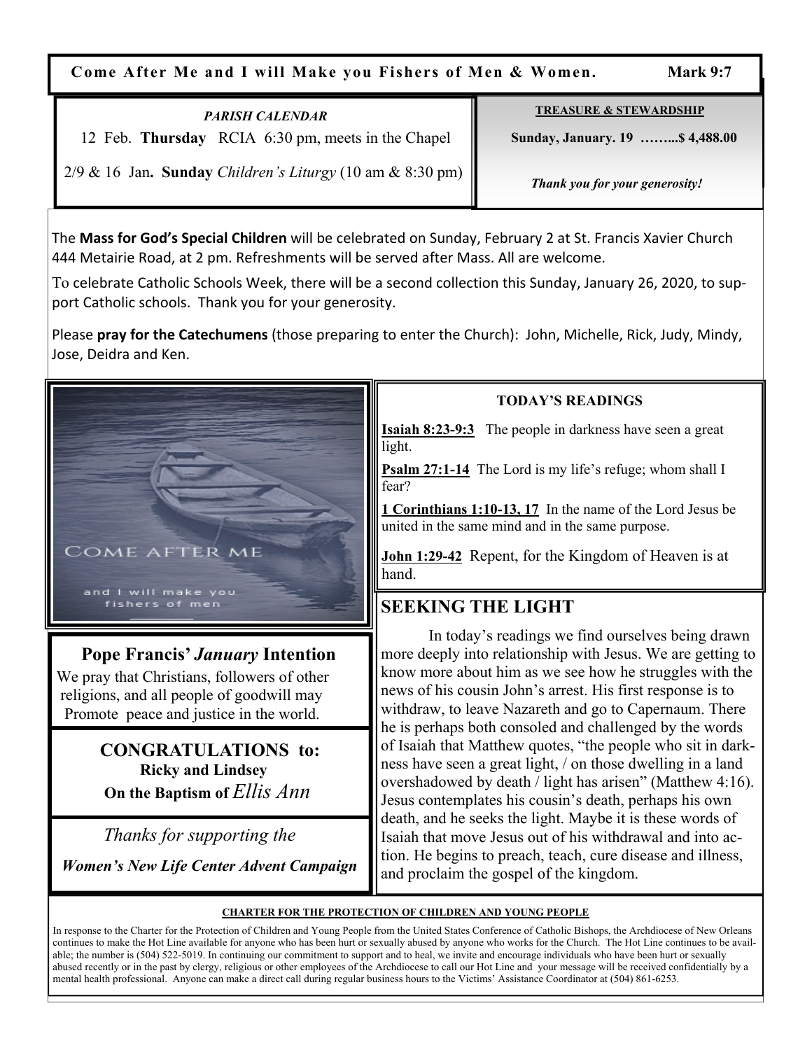**Come After Me and I will Make you Fishers of Men & Women. Mark 9:7**

*PARISH CALENDAR*

12 Feb. **Thursday** RCIA 6:30 pm, meets in the Chapel

2/9 & 16 Jan**. Sunday** *Children's Liturgy* (10 am & 8:30 pm)

**TREASURE & STEWARDSHIP**

**Sunday, January. 19 ……...$ 4,488.00**

***Thank you for your generosity!***

The **Mass for God's Special Children** will be celebrated on Sunday, February 2 at St. Francis Xavier Church 444 Metairie Road, at 2 pm. Refreshments will be served after Mass. All are welcome.

To celebrate Catholic Schools Week, there will be a second collection this Sunday, January 26, 2020, to support Catholic schools. Thank you for your generosity.

Please **pray for the Catechumens** (those preparing to enter the Church): John, Michelle, Rick, Judy, Mindy, Jose, Deidra and Ken.

COME AFTER ME

and I will make you fishers of men

## Pope Francis' *January* Intention

We pray that Christians, followers of other religions, and all people of goodwill may Promote peace and justice in the world.

## CONGRATULATIONS to:

**Ricky and Lindsey**

**On the Baptism of** *Ellis Ann*

*Thanks for supporting the*

***Women's New Life Center Advent Campaign***

**TODAY'S READINGS**

**Isaiah 8:23-9:3** The people in darkness have seen a great light.

**Psalm 27:1-14** The Lord is my life's refuge; whom shall I fear?

**1 Corinthians 1:10-13, 17** In the name of the Lord Jesus be united in the same mind and in the same purpose.

**John 1:29-42** Repent, for the Kingdom of Heaven is at hand.

## SEEKING THE LIGHT

In today's readings we find ourselves being drawn more deeply into relationship with Jesus. We are getting to know more about him as we see how he struggles with the news of his cousin John's arrest. His first response is to withdraw, to leave Nazareth and go to Capernaum. There he is perhaps both consoled and challenged by the words of Isaiah that Matthew quotes, "the people who sit in darkness have seen a great light, / on those dwelling in a land overshadowed by death / light has arisen" (Matthew 4:16). Jesus contemplates his cousin's death, perhaps his own death, and he seeks the light. Maybe it is these words of Isaiah that move Jesus out of his withdrawal and into action. He begins to preach, teach, cure disease and illness, and proclaim the gospel of the kingdom.

**CHARTER FOR THE PROTECTION OF CHILDREN AND YOUNG PEOPLE**

In response to the Charter for the Protection of Children and Young People from the United States Conference of Catholic Bishops, the Archdiocese of New Orleans continues to make the Hot Line available for anyone who has been hurt or sexually abused by anyone who works for the Church. The Hot Line continues to be available; the number is (504) 522-5019. In continuing our commitment to support and to heal, we invite and encourage individuals who have been hurt or sexually abused recently or in the past by clergy, religious or other employees of the Archdiocese to call our Hot Line and your message will be received confidentially by a mental health professional. Anyone can make a direct call during regular business hours to the Victims' Assistance Coordinator at (504) 861-6253.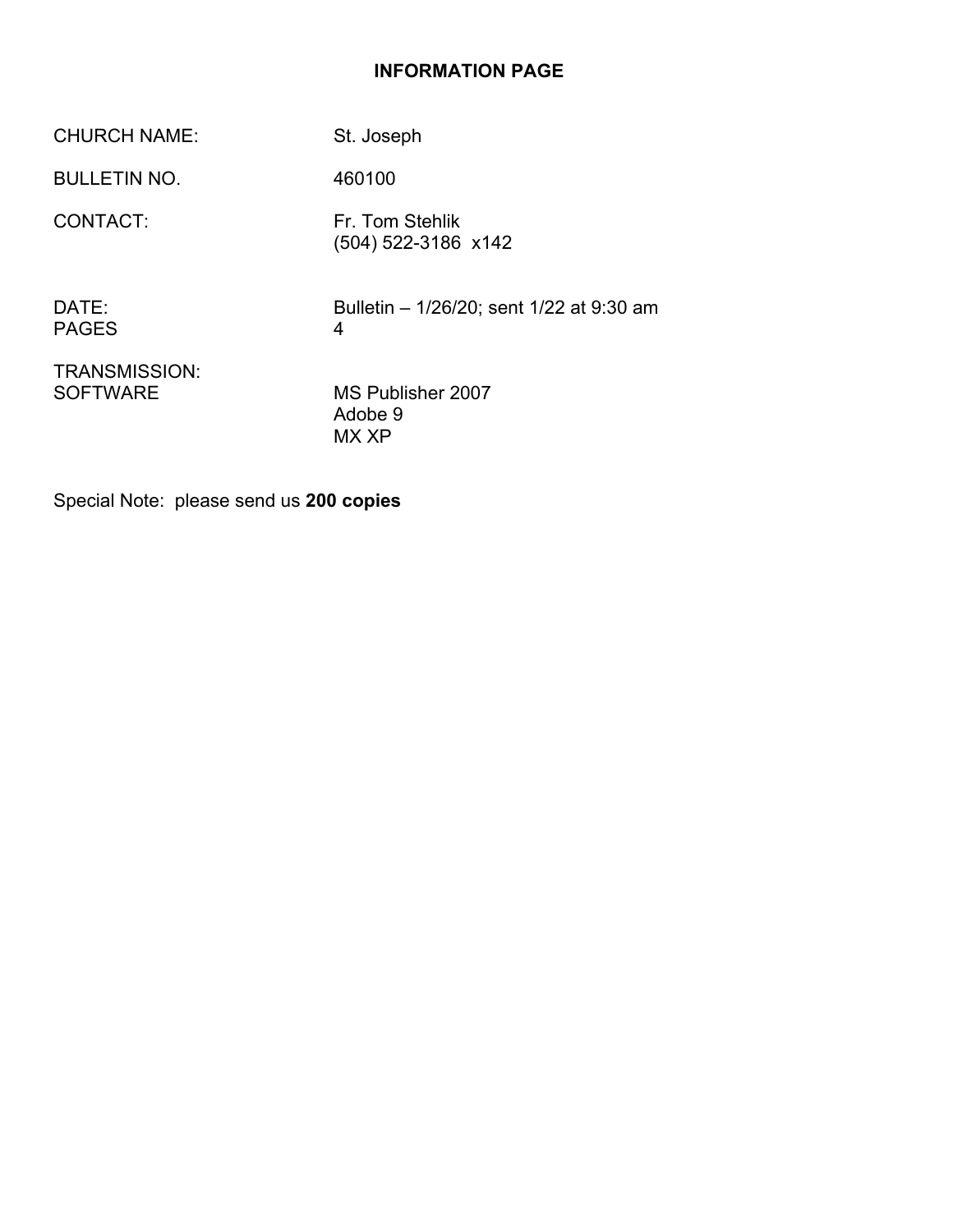# INFORMATION PAGE

| | |
|---|---|
| CHURCH NAME: | St. Joseph |
| BULLETIN NO. | 460100 |
| CONTACT: | Fr. Tom Stehlik<br>(504) 522-3186 x142 |
| DATE:<br>PAGES | Bulletin – 1/26/20; sent 1/22 at 9:30 am<br>4 |
| TRANSMISSION:<br>SOFTWARE | MS Publisher 2007<br>Adobe 9<br>MX XP |

Special Note: please send us **200 copies**